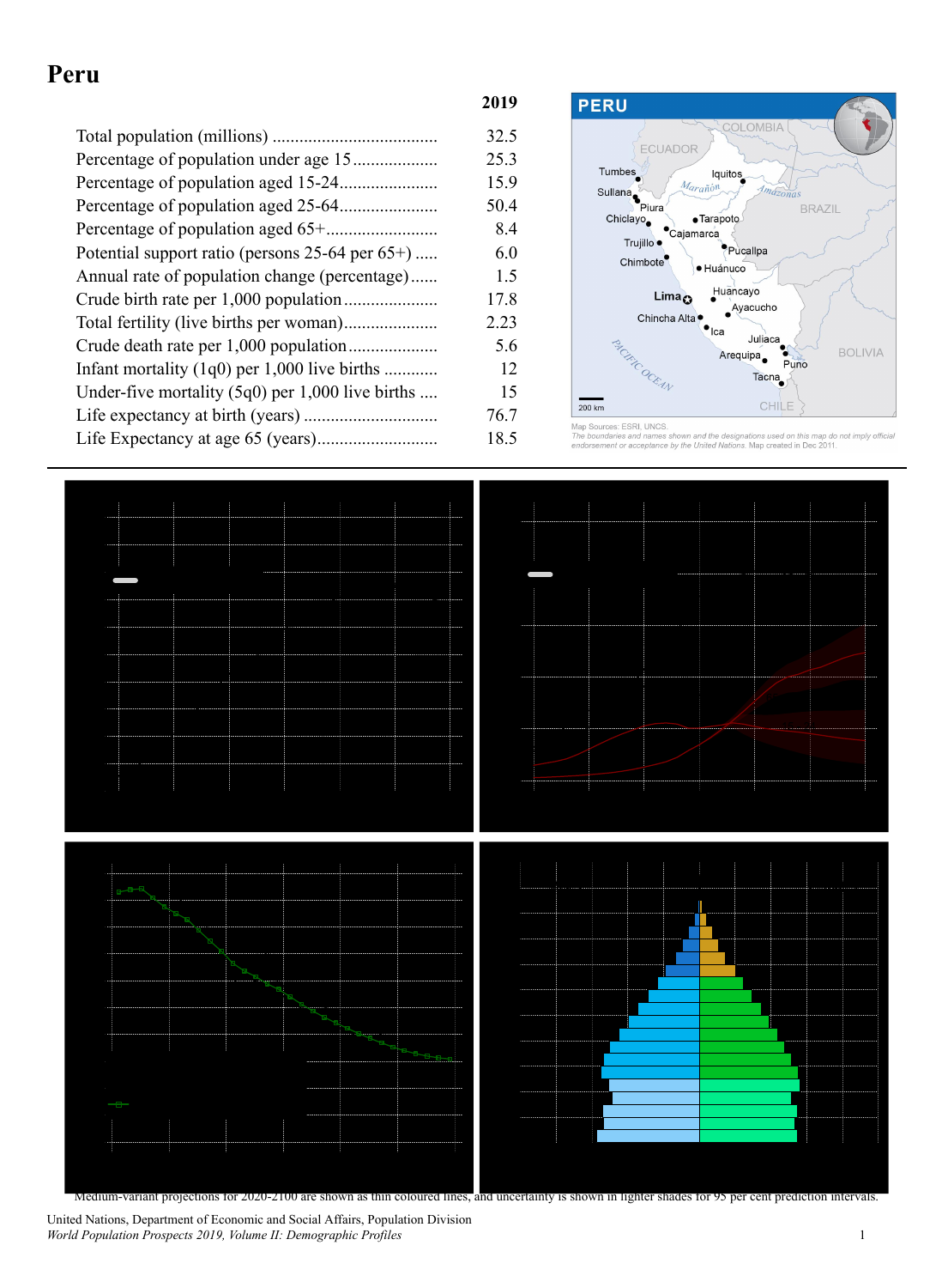# Peru

| | 2019 |
|---|---|
| Total population (millions) | 32.5 |
| Percentage of population under age 15 | 25.3 |
| Percentage of population aged 15-24 | 15.9 |
| Percentage of population aged 25-64 | 50.4 |
| Percentage of population aged 65+ | 8.4 |
| Potential support ratio (persons 25-64 per 65+) | 6.0 |
| Annual rate of population change (percentage) | 1.5 |
| Crude birth rate per 1,000 population | 17.8 |
| Total fertility (live births per woman) | 2.23 |
| Crude death rate per 1,000 population | 5.6 |
| Infant mortality (1q0) per 1,000 live births | 12 |
| Under-five mortality (5q0) per 1,000 live births | 15 |
| Life expectancy at birth (years) | 76.7 |
| Life Expectancy at age 65 (years) | 18.5 |

Map Sources: ESRI, UNCS.
*The boundaries and names shown and the designations used on this map do not imply official endorsement or acceptance by the United Nations. Map created in Dec 2011.*

Medium-variant projections for 2020-2100 are shown as thin coloured lines, and uncertainty is shown in lighter shades for 95 per cent prediction intervals.

United Nations, Department of Economic and Social Affairs, Population Division
*World Population Prospects 2019, Volume II: Demographic Profiles*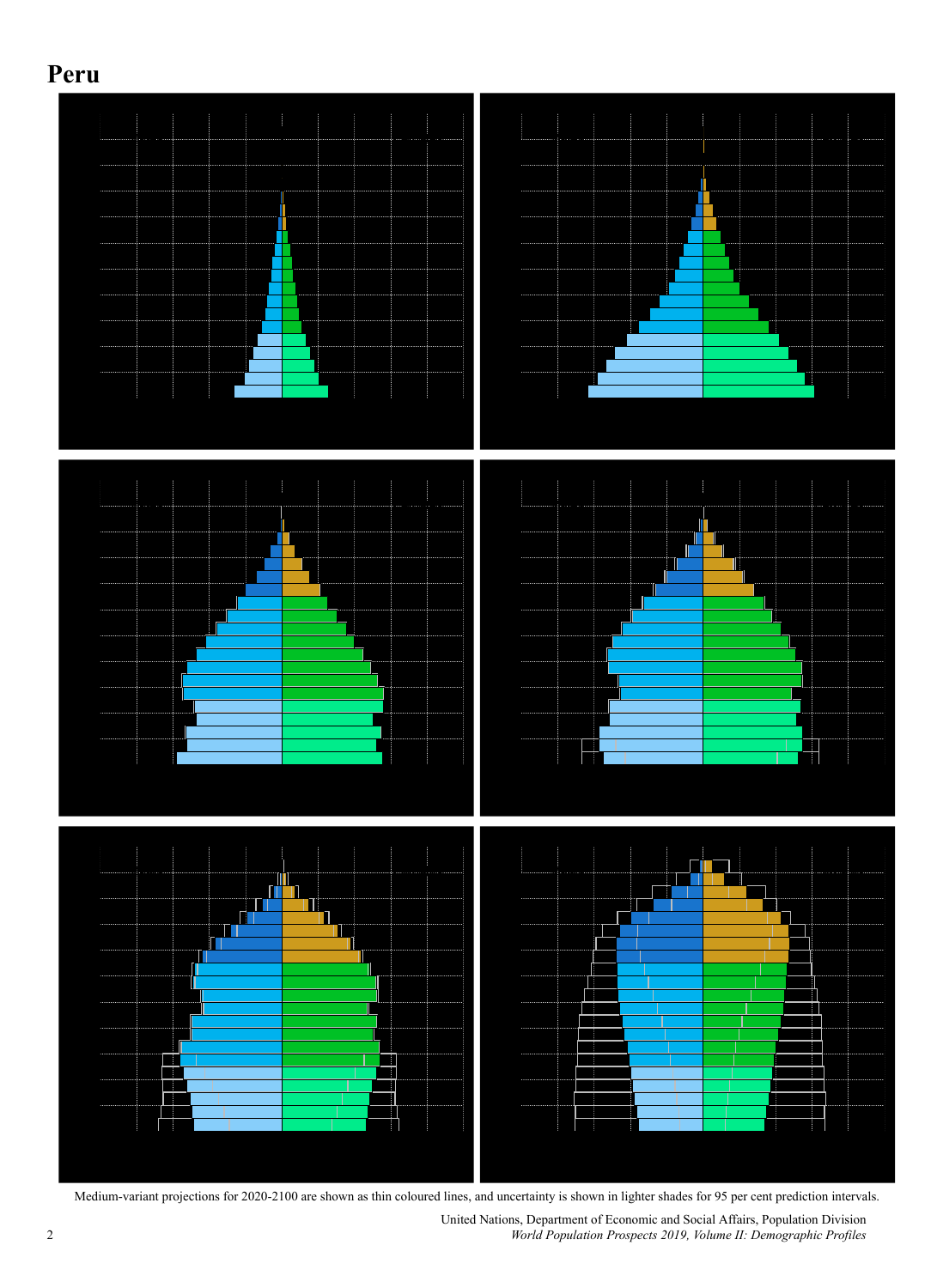# Peru

Medium-variant projections for 2020-2100 are shown as thin coloured lines, and uncertainty is shown in lighter shades for 95 per cent prediction intervals.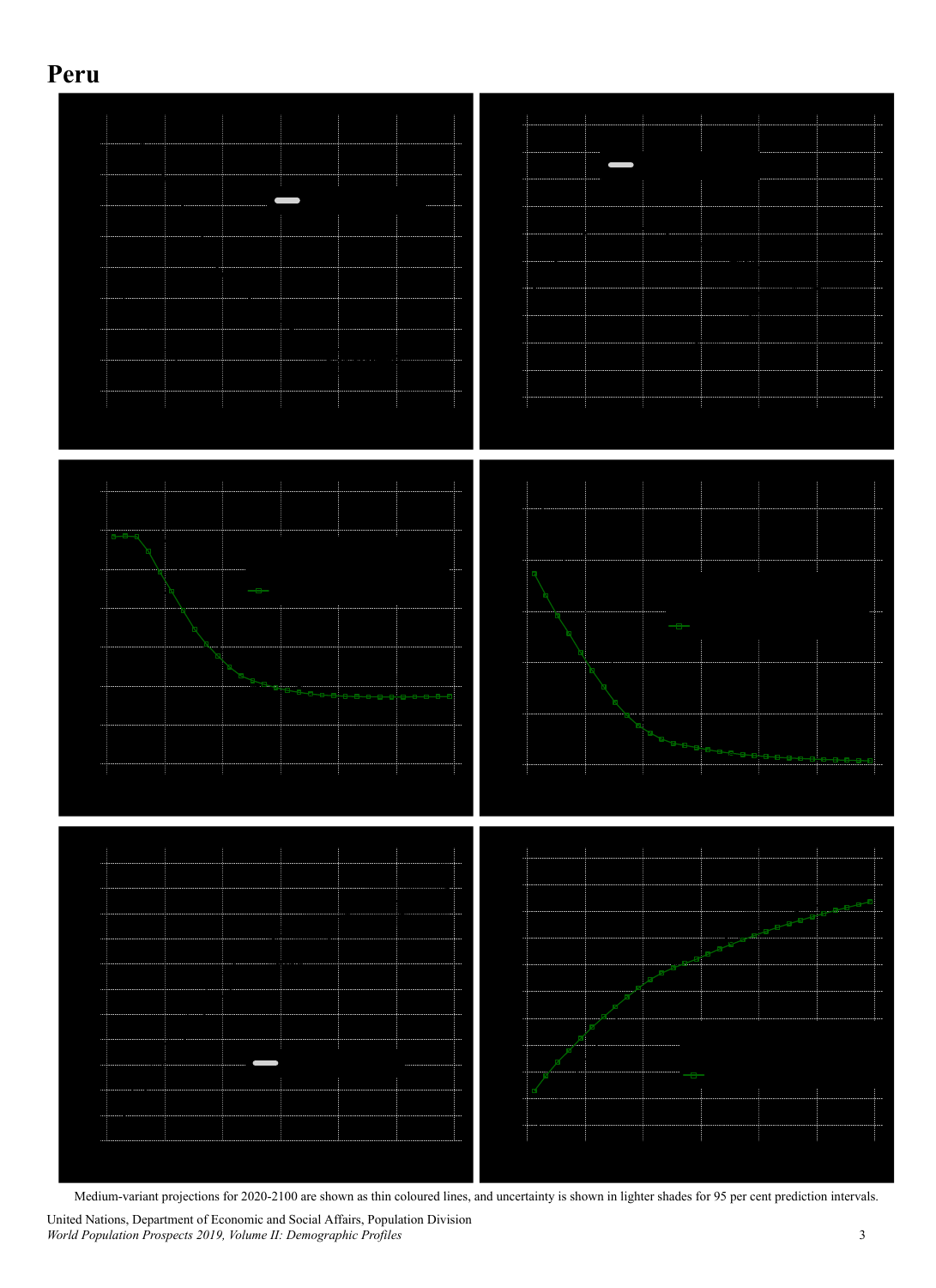# Peru

Medium-variant projections for 2020-2100 are shown as thin coloured lines, and uncertainty is shown in lighter shades for 95 per cent prediction intervals.

United Nations, Department of Economic and Social Affairs, Population Division
*World Population Prospects 2019, Volume II: Demographic Profiles*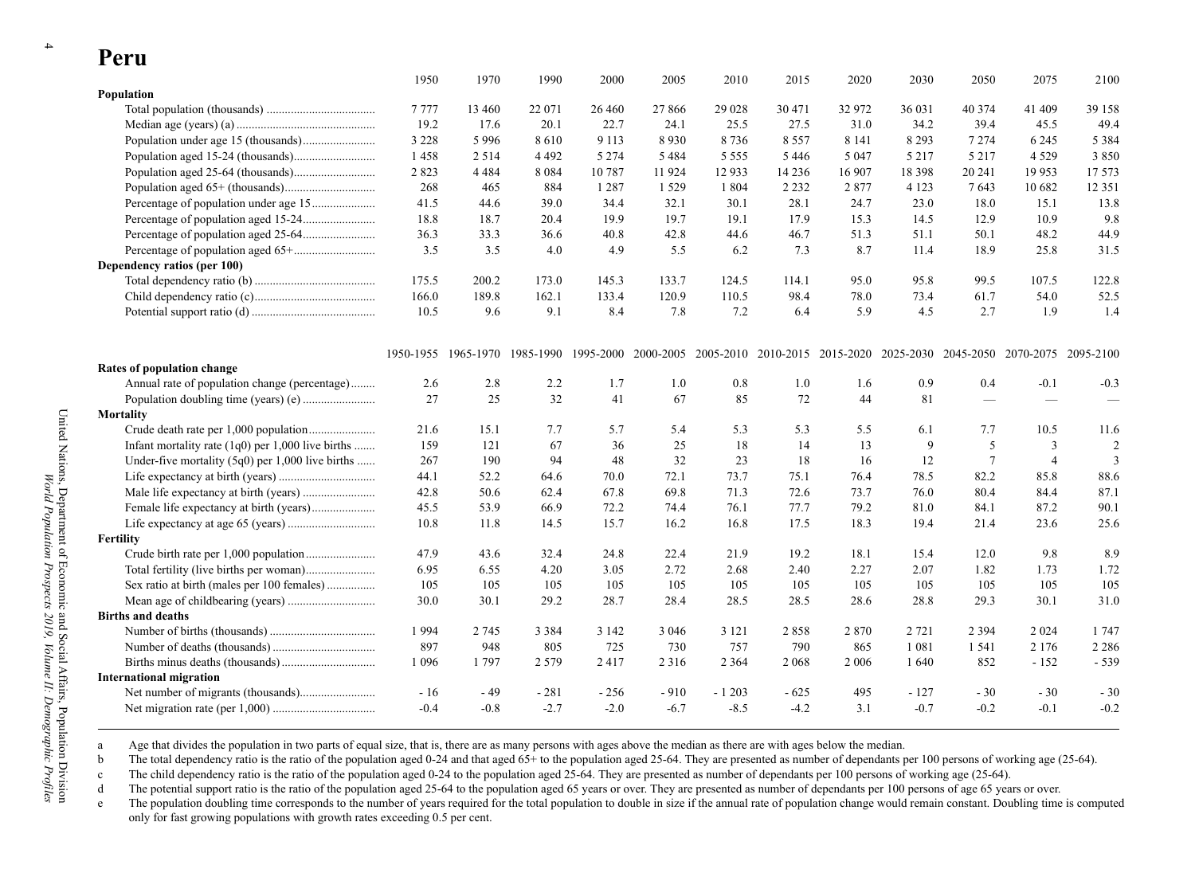# Peru

| | 1950 | 1970 | 1990 | 2000 | 2005 | 2010 | 2015 | 2020 | 2030 | 2050 | 2075 | 2100 |
|---|---|---|---|---|---|---|---|---|---|---|---|---|
| **Population** | | | | | | | | | | | | |
| Total population (thousands) | 7 777 | 13 460 | 22 071 | 26 460 | 27 866 | 29 028 | 30 471 | 32 972 | 36 031 | 40 374 | 41 409 | 39 158 |
| Median age (years) (a) | 19.2 | 17.6 | 20.1 | 22.7 | 24.1 | 25.5 | 27.5 | 31.0 | 34.2 | 39.4 | 45.5 | 49.4 |
| Population under age 15 (thousands) | 3 228 | 5 996 | 8 610 | 9 113 | 8 930 | 8 736 | 8 557 | 8 141 | 8 293 | 7 274 | 6 245 | 5 384 |
| Population aged 15-24 (thousands) | 1 458 | 2 514 | 4 492 | 5 274 | 5 484 | 5 555 | 5 446 | 5 047 | 5 217 | 5 217 | 4 529 | 3 850 |
| Population aged 25-64 (thousands) | 2 823 | 4 484 | 8 084 | 10 787 | 11 924 | 12 933 | 14 236 | 16 907 | 18 398 | 20 241 | 19 953 | 17 573 |
| Population aged 65+ (thousands) | 268 | 465 | 884 | 1 287 | 1 529 | 1 804 | 2 232 | 2 877 | 4 123 | 7 643 | 10 682 | 12 351 |
| Percentage of population under age 15 | 41.5 | 44.6 | 39.0 | 34.4 | 32.1 | 30.1 | 28.1 | 24.7 | 23.0 | 18.0 | 15.1 | 13.8 |
| Percentage of population aged 15-24 | 18.8 | 18.7 | 20.4 | 19.9 | 19.7 | 19.1 | 17.9 | 15.3 | 14.5 | 12.9 | 10.9 | 9.8 |
| Percentage of population aged 25-64 | 36.3 | 33.3 | 36.6 | 40.8 | 42.8 | 44.6 | 46.7 | 51.3 | 51.1 | 50.1 | 48.2 | 44.9 |
| Percentage of population aged 65+ | 3.5 | 3.5 | 4.0 | 4.9 | 5.5 | 6.2 | 7.3 | 8.7 | 11.4 | 18.9 | 25.8 | 31.5 |
| **Dependency ratios (per 100)** | | | | | | | | | | | | |
| Total dependency ratio (b) | 175.5 | 200.2 | 173.0 | 145.3 | 133.7 | 124.5 | 114.1 | 95.0 | 95.8 | 99.5 | 107.5 | 122.8 |
| Child dependency ratio (c) | 166.0 | 189.8 | 162.1 | 133.4 | 120.9 | 110.5 | 98.4 | 78.0 | 73.4 | 61.7 | 54.0 | 52.5 |
| Potential support ratio (d) | 10.5 | 9.6 | 9.1 | 8.4 | 7.8 | 7.2 | 6.4 | 5.9 | 4.5 | 2.7 | 1.9 | 1.4 |

| | 1950-1955 | 1965-1970 | 1985-1990 | 1995-2000 | 2000-2005 | 2005-2010 | 2010-2015 | 2015-2020 | 2025-2030 | 2045-2050 | 2070-2075 | 2095-2100 |
|---|---|---|---|---|---|---|---|---|---|---|---|---|
| **Rates of population change** | | | | | | | | | | | | |
| Annual rate of population change (percentage) | 2.6 | 2.8 | 2.2 | 1.7 | 1.0 | 0.8 | 1.0 | 1.6 | 0.9 | 0.4 | -0.1 | -0.3 |
| Population doubling time (years) (e) | 27 | 25 | 32 | 41 | 67 | 85 | 72 | 44 | 81 | — | — | — |
| **Mortality** | | | | | | | | | | | | |
| Crude death rate per 1,000 population | 21.6 | 15.1 | 7.7 | 5.7 | 5.4 | 5.3 | 5.3 | 5.5 | 6.1 | 7.7 | 10.5 | 11.6 |
| Infant mortality rate (1q0) per 1,000 live births | 159 | 121 | 67 | 36 | 25 | 18 | 14 | 13 | 9 | 5 | 3 | 2 |
| Under-five mortality (5q0) per 1,000 live births | 267 | 190 | 94 | 48 | 32 | 23 | 18 | 16 | 12 | 7 | 4 | 3 |
| Life expectancy at birth (years) | 44.1 | 52.2 | 64.6 | 70.0 | 72.1 | 73.7 | 75.1 | 76.4 | 78.5 | 82.2 | 85.8 | 88.6 |
| Male life expectancy at birth (years) | 42.8 | 50.6 | 62.4 | 67.8 | 69.8 | 71.3 | 72.6 | 73.7 | 76.0 | 80.4 | 84.4 | 87.1 |
| Female life expectancy at birth (years) | 45.5 | 53.9 | 66.9 | 72.2 | 74.4 | 76.1 | 77.7 | 79.2 | 81.0 | 84.1 | 87.2 | 90.1 |
| Life expectancy at age 65 (years) | 10.8 | 11.8 | 14.5 | 15.7 | 16.2 | 16.8 | 17.5 | 18.3 | 19.4 | 21.4 | 23.6 | 25.6 |
| **Fertility** | | | | | | | | | | | | |
| Crude birth rate per 1,000 population | 47.9 | 43.6 | 32.4 | 24.8 | 22.4 | 21.9 | 19.2 | 18.1 | 15.4 | 12.0 | 9.8 | 8.9 |
| Total fertility (live births per woman) | 6.95 | 6.55 | 4.20 | 3.05 | 2.72 | 2.68 | 2.40 | 2.27 | 2.07 | 1.82 | 1.73 | 1.72 |
| Sex ratio at birth (males per 100 females) | 105 | 105 | 105 | 105 | 105 | 105 | 105 | 105 | 105 | 105 | 105 | 105 |
| Mean age of childbearing (years) | 30.0 | 30.1 | 29.2 | 28.7 | 28.4 | 28.5 | 28.5 | 28.6 | 28.8 | 29.3 | 30.1 | 31.0 |
| **Births and deaths** | | | | | | | | | | | | |
| Number of births (thousands) | 1 994 | 2 745 | 3 384 | 3 142 | 3 046 | 3 121 | 2 858 | 2 870 | 2 721 | 2 394 | 2 024 | 1 747 |
| Number of deaths (thousands) | 897 | 948 | 805 | 725 | 730 | 757 | 790 | 865 | 1 081 | 1 541 | 2 176 | 2 286 |
| Births minus deaths (thousands) | 1 096 | 1 797 | 2 579 | 2 417 | 2 316 | 2 364 | 2 068 | 2 006 | 1 640 | 852 | - 152 | - 539 |
| **International migration** | | | | | | | | | | | | |
| Net number of migrants (thousands) | - 16 | - 49 | - 281 | - 256 | - 910 | - 1 203 | - 625 | 495 | - 127 | - 30 | - 30 | - 30 |
| Net migration rate (per 1,000) | -0.4 | -0.8 | -2.7 | -2.0 | -6.7 | -8.5 | -4.2 | 3.1 | -0.7 | -0.2 | -0.1 | -0.2 |

a Age that divides the population in two parts of equal size, that is, there are as many persons with ages above the median as there are with ages below the median.
b The total dependency ratio is the ratio of the population aged 0-24 and that aged 65+ to the population aged 25-64. They are presented as number of dependants per 100 persons of working age (25-64).
c The child dependency ratio is the ratio of the population aged 0-24 to the population aged 25-64. They are presented as number of dependants per 100 persons of working age (25-64).
d The potential support ratio is the ratio of the population aged 25-64 to the population aged 65 years or over. They are presented as number of dependants per 100 persons of age 65 years or over.
e The population doubling time corresponds to the number of years required for the total population to double in size if the annual rate of population change would remain constant. Doubling time is computed only for fast growing populations with growth rates exceeding 0.5 per cent.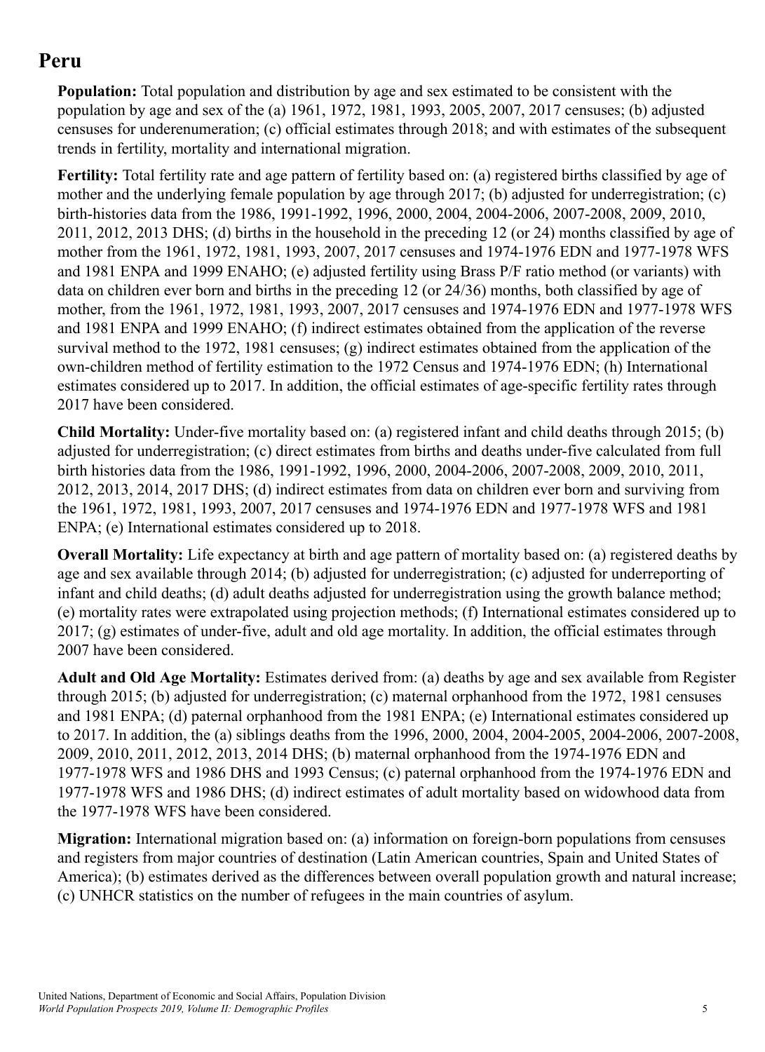# Peru

**Population:** Total population and distribution by age and sex estimated to be consistent with the population by age and sex of the (a) 1961, 1972, 1981, 1993, 2005, 2007, 2017 censuses; (b) adjusted censuses for underenumeration; (c) official estimates through 2018; and with estimates of the subsequent trends in fertility, mortality and international migration.

**Fertility:** Total fertility rate and age pattern of fertility based on: (a) registered births classified by age of mother and the underlying female population by age through 2017; (b) adjusted for underregistration; (c) birth-histories data from the 1986, 1991-1992, 1996, 2000, 2004, 2004-2006, 2007-2008, 2009, 2010, 2011, 2012, 2013 DHS; (d) births in the household in the preceding 12 (or 24) months classified by age of mother from the 1961, 1972, 1981, 1993, 2007, 2017 censuses and 1974-1976 EDN and 1977-1978 WFS and 1981 ENPA and 1999 ENAHO; (e) adjusted fertility using Brass P/F ratio method (or variants) with data on children ever born and births in the preceding 12 (or 24/36) months, both classified by age of mother, from the 1961, 1972, 1981, 1993, 2007, 2017 censuses and 1974-1976 EDN and 1977-1978 WFS and 1981 ENPA and 1999 ENAHO; (f) indirect estimates obtained from the application of the reverse survival method to the 1972, 1981 censuses; (g) indirect estimates obtained from the application of the own-children method of fertility estimation to the 1972 Census and 1974-1976 EDN; (h) International estimates considered up to 2017. In addition, the official estimates of age-specific fertility rates through 2017 have been considered.

**Child Mortality:** Under-five mortality based on: (a) registered infant and child deaths through 2015; (b) adjusted for underregistration; (c) direct estimates from births and deaths under-five calculated from full birth histories data from the 1986, 1991-1992, 1996, 2000, 2004-2006, 2007-2008, 2009, 2010, 2011, 2012, 2013, 2014, 2017 DHS; (d) indirect estimates from data on children ever born and surviving from the 1961, 1972, 1981, 1993, 2007, 2017 censuses and 1974-1976 EDN and 1977-1978 WFS and 1981 ENPA; (e) International estimates considered up to 2018.

**Overall Mortality:** Life expectancy at birth and age pattern of mortality based on: (a) registered deaths by age and sex available through 2014; (b) adjusted for underregistration; (c) adjusted for underreporting of infant and child deaths; (d) adult deaths adjusted for underregistration using the growth balance method; (e) mortality rates were extrapolated using projection methods; (f) International estimates considered up to 2017; (g) estimates of under-five, adult and old age mortality. In addition, the official estimates through 2007 have been considered.

**Adult and Old Age Mortality:** Estimates derived from: (a) deaths by age and sex available from Register through 2015; (b) adjusted for underregistration; (c) maternal orphanhood from the 1972, 1981 censuses and 1981 ENPA; (d) paternal orphanhood from the 1981 ENPA; (e) International estimates considered up to 2017. In addition, the (a) siblings deaths from the 1996, 2000, 2004, 2004-2005, 2004-2006, 2007-2008, 2009, 2010, 2011, 2012, 2013, 2014 DHS; (b) maternal orphanhood from the 1974-1976 EDN and 1977-1978 WFS and 1986 DHS and 1993 Census; (c) paternal orphanhood from the 1974-1976 EDN and 1977-1978 WFS and 1986 DHS; (d) indirect estimates of adult mortality based on widowhood data from the 1977-1978 WFS have been considered.

**Migration:** International migration based on: (a) information on foreign-born populations from censuses and registers from major countries of destination (Latin American countries, Spain and United States of America); (b) estimates derived as the differences between overall population growth and natural increase; (c) UNHCR statistics on the number of refugees in the main countries of asylum.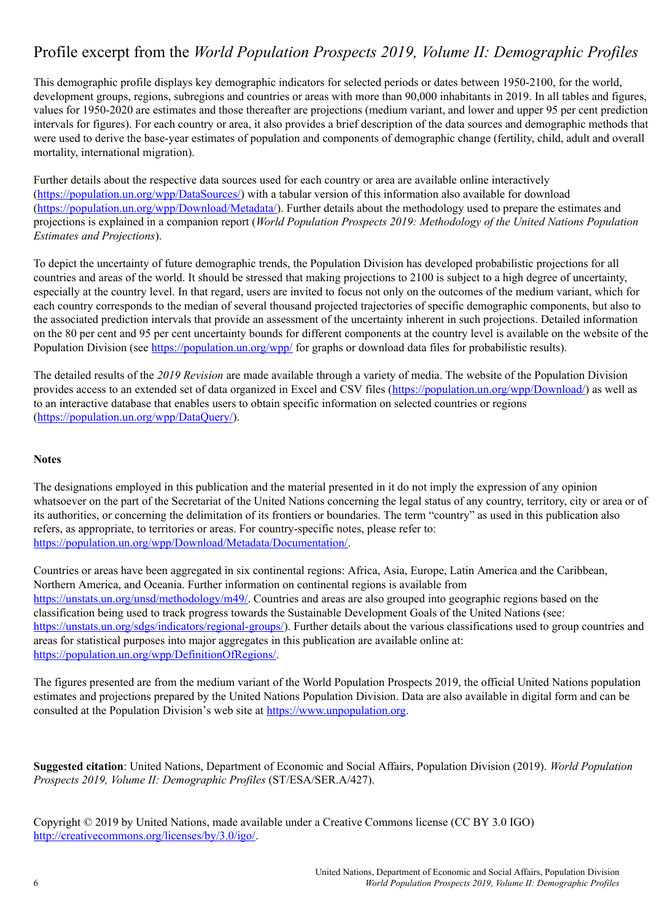# Profile excerpt from the *World Population Prospects 2019, Volume II: Demographic Profiles*

This demographic profile displays key demographic indicators for selected periods or dates between 1950-2100, for the world, development groups, regions, subregions and countries or areas with more than 90,000 inhabitants in 2019. In all tables and figures, values for 1950-2020 are estimates and those thereafter are projections (medium variant, and lower and upper 95 per cent prediction intervals for figures). For each country or area, it also provides a brief description of the data sources and demographic methods that were used to derive the base-year estimates of population and components of demographic change (fertility, child, adult and overall mortality, international migration).

Further details about the respective data sources used for each country or area are available online interactively (https://population.un.org/wpp/DataSources/) with a tabular version of this information also available for download (https://population.un.org/wpp/Download/Metadata/). Further details about the methodology used to prepare the estimates and projections is explained in a companion report (*World Population Prospects 2019: Methodology of the United Nations Population Estimates and Projections*).

To depict the uncertainty of future demographic trends, the Population Division has developed probabilistic projections for all countries and areas of the world. It should be stressed that making projections to 2100 is subject to a high degree of uncertainty, especially at the country level. In that regard, users are invited to focus not only on the outcomes of the medium variant, which for each country corresponds to the median of several thousand projected trajectories of specific demographic components, but also to the associated prediction intervals that provide an assessment of the uncertainty inherent in such projections. Detailed information on the 80 per cent and 95 per cent uncertainty bounds for different components at the country level is available on the website of the Population Division (see https://population.un.org/wpp/ for graphs or download data files for probabilistic results).

The detailed results of the *2019 Revision* are made available through a variety of media. The website of the Population Division provides access to an extended set of data organized in Excel and CSV files (https://population.un.org/wpp/Download/) as well as to an interactive database that enables users to obtain specific information on selected countries or regions (https://population.un.org/wpp/DataQuery/).

**Notes**

The designations employed in this publication and the material presented in it do not imply the expression of any opinion whatsoever on the part of the Secretariat of the United Nations concerning the legal status of any country, territory, city or area or of its authorities, or concerning the delimitation of its frontiers or boundaries. The term "country" as used in this publication also refers, as appropriate, to territories or areas. For country-specific notes, please refer to: https://population.un.org/wpp/Download/Metadata/Documentation/.

Countries or areas have been aggregated in six continental regions: Africa, Asia, Europe, Latin America and the Caribbean, Northern America, and Oceania. Further information on continental regions is available from https://unstats.un.org/unsd/methodology/m49/. Countries and areas are also grouped into geographic regions based on the classification being used to track progress towards the Sustainable Development Goals of the United Nations (see: https://unstats.un.org/sdgs/indicators/regional-groups/). Further details about the various classifications used to group countries and areas for statistical purposes into major aggregates in this publication are available online at: https://population.un.org/wpp/DefinitionOfRegions/.

The figures presented are from the medium variant of the World Population Prospects 2019, the official United Nations population estimates and projections prepared by the United Nations Population Division. Data are also available in digital form and can be consulted at the Population Division's web site at https://www.unpopulation.org.

**Suggested citation**: United Nations, Department of Economic and Social Affairs, Population Division (2019). *World Population Prospects 2019, Volume II: Demographic Profiles* (ST/ESA/SER.A/427).

Copyright © 2019 by United Nations, made available under a Creative Commons license (CC BY 3.0 IGO) http://creativecommons.org/licenses/by/3.0/igo/.